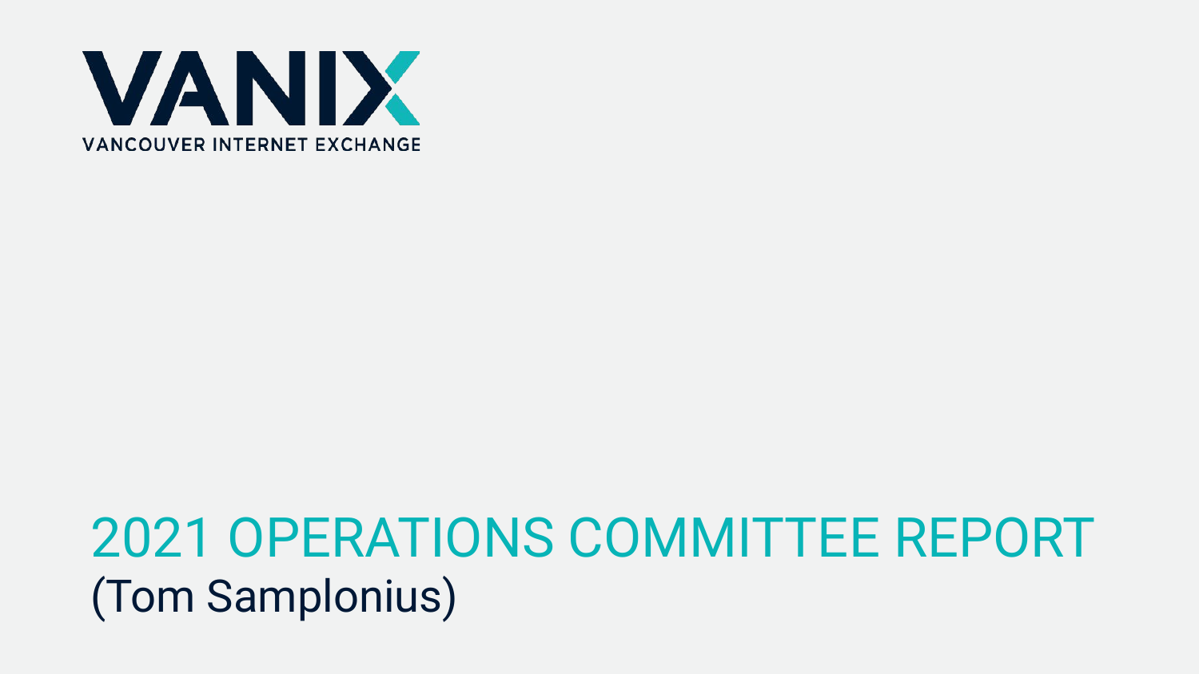VANIX

VANCOUVER INTERNET EXCHANGE

# 2021 OPERATIONS COMMITTEE REPORT

(Tom Samplonius)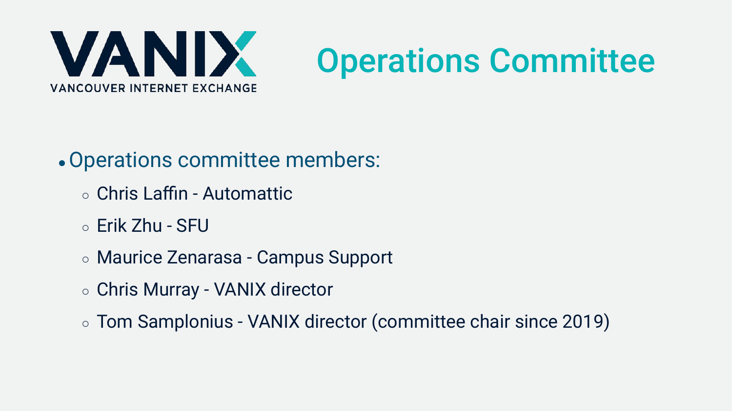# Operations Committee

- Operations committee members:
    - Chris Laffin - Automattic
    - Erik Zhu - SFU
    - Maurice Zenarasa - Campus Support
    - Chris Murray - VANIX director
    - Tom Samplonius - VANIX director (committee chair since 2019)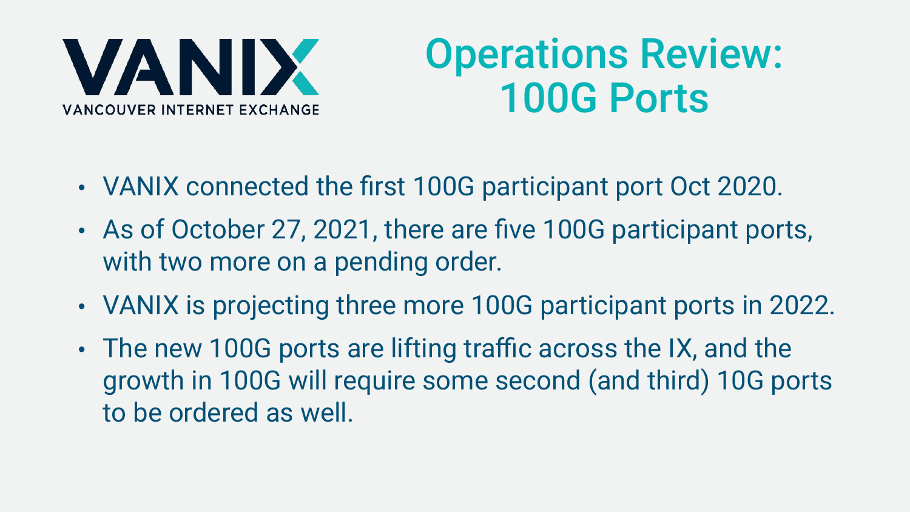VANIX

VANCOUVER INTERNET EXCHANGE

# Operations Review: 100G Ports

- VANIX connected the first 100G participant port Oct 2020.
- As of October 27, 2021, there are five 100G participant ports, with two more on a pending order.
- VANIX is projecting three more 100G participant ports in 2022.
- The new 100G ports are lifting traffic across the IX, and the growth in 100G will require some second (and third) 10G ports to be ordered as well.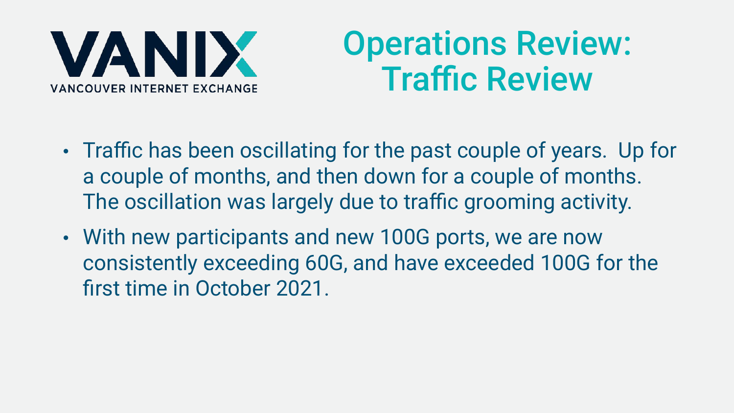VANIX

VANCOUVER INTERNET EXCHANGE

# Operations Review: Traffic Review

- Traffic has been oscillating for the past couple of years. Up for a couple of months, and then down for a couple of months. The oscillation was largely due to traffic grooming activity.
- With new participants and new 100G ports, we are now consistently exceeding 60G, and have exceeded 100G for the first time in October 2021.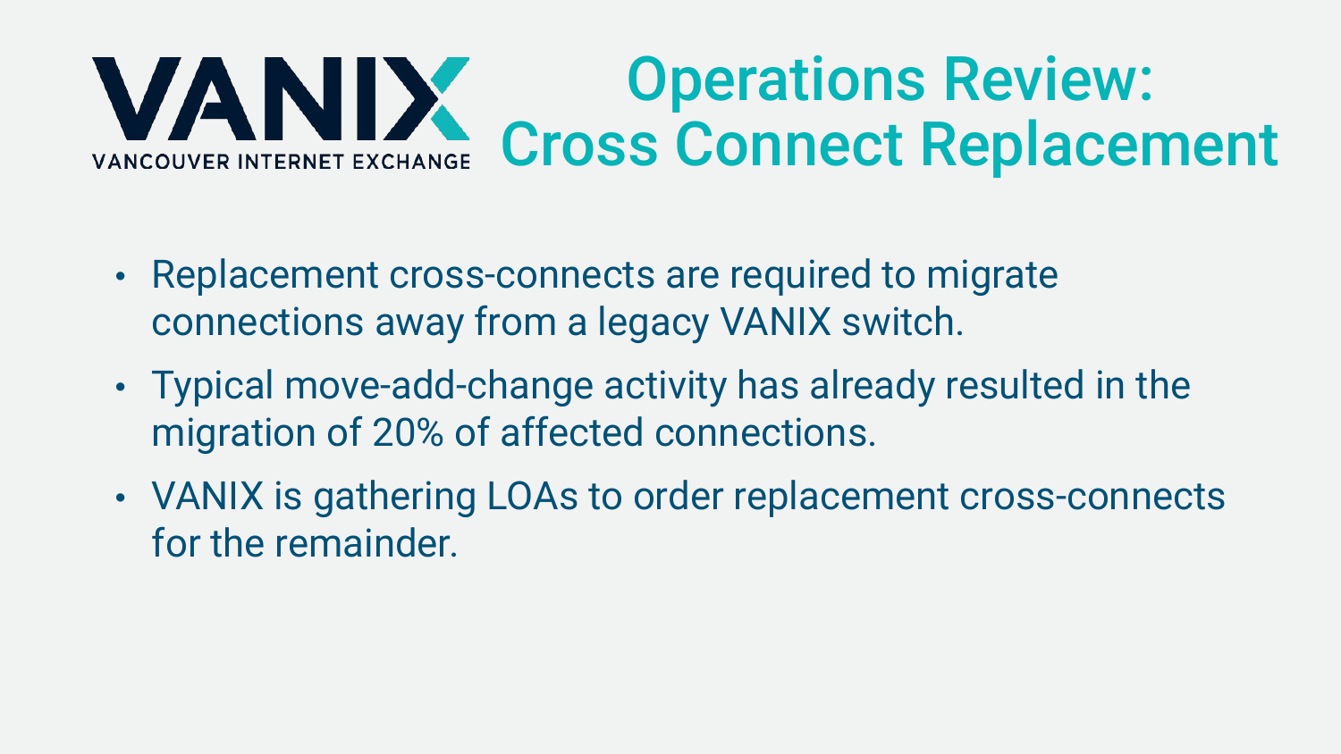VANIX
VANCOUVER INTERNET EXCHANGE

# Operations Review: Cross Connect Replacement

- Replacement cross-connects are required to migrate connections away from a legacy VANIX switch.
- Typical move-add-change activity has already resulted in the migration of 20% of affected connections.
- VANIX is gathering LOAs to order replacement cross-connects for the remainder.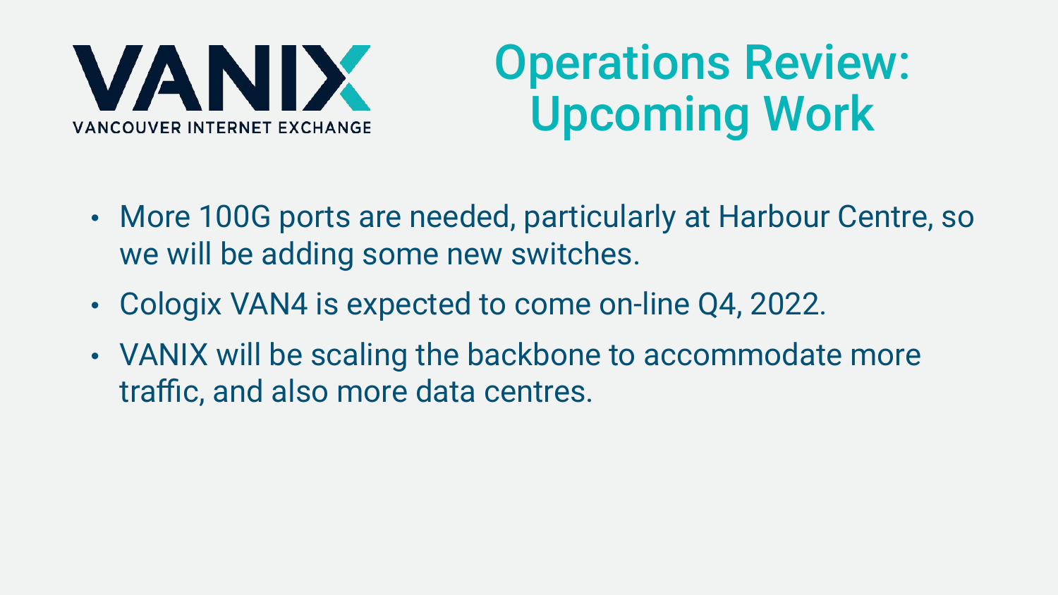VANIX

VANCOUVER INTERNET EXCHANGE

# Operations Review: Upcoming Work

- More 100G ports are needed, particularly at Harbour Centre, so we will be adding some new switches.
- Cologix VAN4 is expected to come on-line Q4, 2022.
- VANIX will be scaling the backbone to accommodate more traffic, and also more data centres.